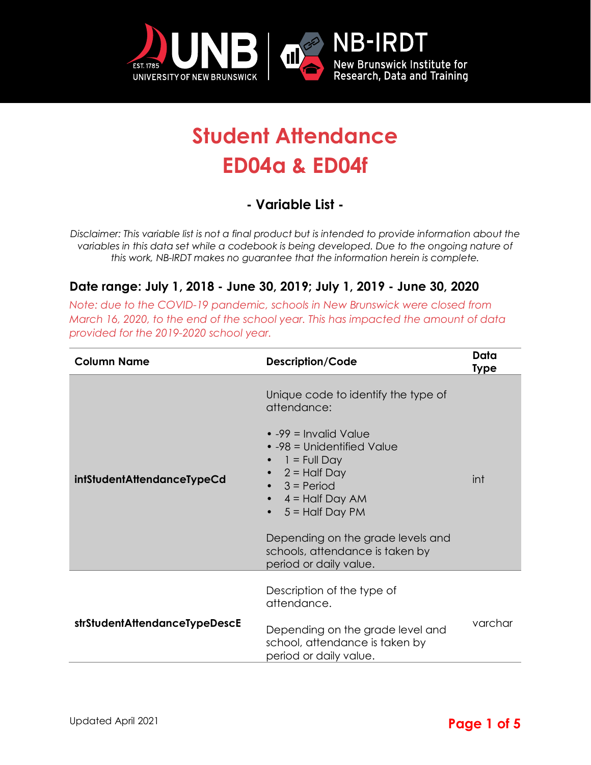# Student Attendance ED04a & ED04f

## - Variable List -

*Disclaimer: This variable list is not a final product but is intended to provide information about the variables in this data set while a codebook is being developed. Due to the ongoing nature of this work, NB-IRDT makes no guarantee that the information herein is complete.*

### Date range: July 1, 2018 - June 30, 2019; July 1, 2019 - June 30, 2020

*Note: due to the COVID-19 pandemic, schools in New Brunswick were closed from March 16, 2020, to the end of the school year. This has impacted the amount of data provided for the 2019-2020 school year.*

| Column Name | Description/Code | Data Type |
|---|---|---|
| **intStudentAttendanceTypeCd** | Unique code to identify the type of attendance:<br><br>• -99 = Invalid Value<br>• -98 = Unidentified Value<br>• 1 = Full Day<br>• 2 = Half Day<br>• 3 = Period<br>• 4 = Half Day AM<br>• 5 = Half Day PM<br><br>Depending on the grade levels and schools, attendance is taken by period or daily value. | int |
| **strStudentAttendanceTypeDescE** | Description of the type of attendance.<br><br>Depending on the grade level and school, attendance is taken by period or daily value. | varchar |

Updated April 2021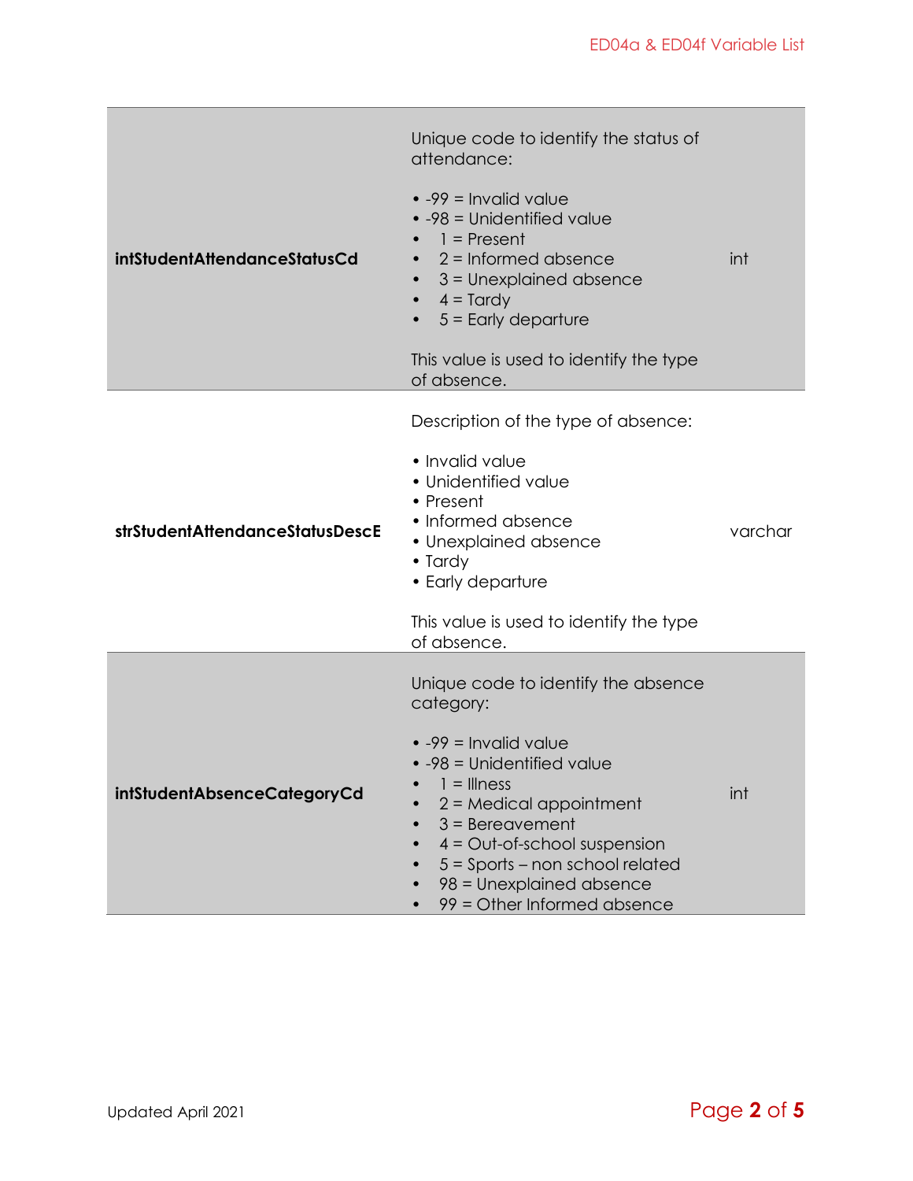| | | |
|---|---|---|
| **intStudentAttendanceStatusCd** | Unique code to identify the status of attendance:<br><br>• -99 = Invalid value<br>• -98 = Unidentified value<br>• 1 = Present<br>• 2 = Informed absence<br>• 3 = Unexplained absence<br>• 4 = Tardy<br>• 5 = Early departure<br><br>This value is used to identify the type of absence. | int |
| **strStudentAttendanceStatusDescE** | Description of the type of absence:<br><br>• Invalid value<br>• Unidentified value<br>• Present<br>• Informed absence<br>• Unexplained absence<br>• Tardy<br>• Early departure<br><br>This value is used to identify the type of absence. | varchar |
| **intStudentAbsenceCategoryCd** | Unique code to identify the absence category:<br><br>• -99 = Invalid value<br>• -98 = Unidentified value<br>• 1 = Illness<br>• 2 = Medical appointment<br>• 3 = Bereavement<br>• 4 = Out-of-school suspension<br>• 5 = Sports – non school related<br>• 98 = Unexplained absence<br>• 99 = Other Informed absence | int |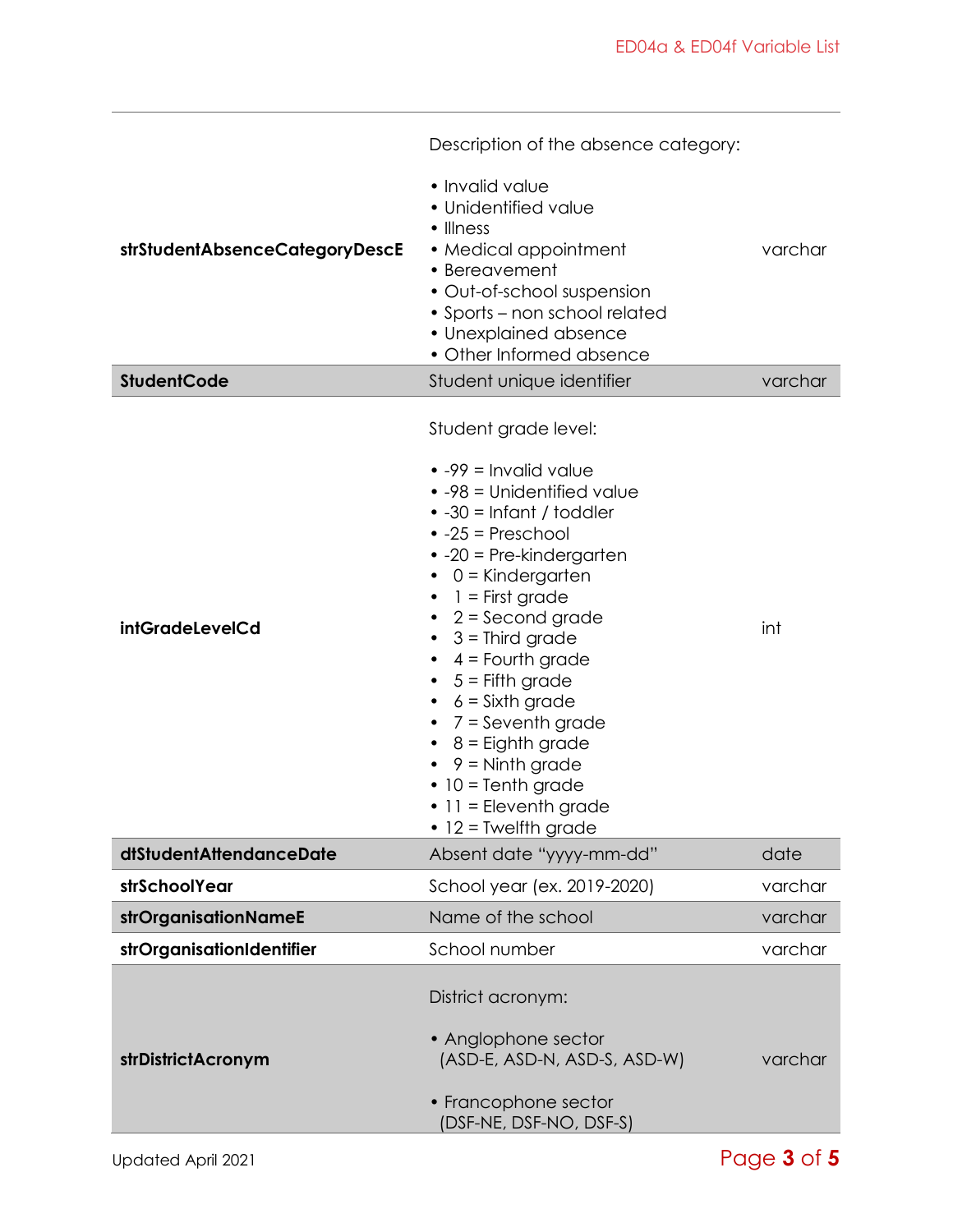| Variable | Description | Type |
|---|---|---|
| **strStudentAbsenceCategoryDescE** | Description of the absence category:<br><br>• Invalid value<br>• Unidentified value<br>• Illness<br>• Medical appointment<br>• Bereavement<br>• Out-of-school suspension<br>• Sports – non school related<br>• Unexplained absence<br>• Other Informed absence | varchar |
| **StudentCode** | Student unique identifier | varchar |
| **intGradeLevelCd** | Student grade level:<br><br>• -99 = Invalid value<br>• -98 = Unidentified value<br>• -30 = Infant / toddler<br>• -25 = Preschool<br>• -20 = Pre-kindergarten<br>• 0 = Kindergarten<br>• 1 = First grade<br>• 2 = Second grade<br>• 3 = Third grade<br>• 4 = Fourth grade<br>• 5 = Fifth grade<br>• 6 = Sixth grade<br>• 7 = Seventh grade<br>• 8 = Eighth grade<br>• 9 = Ninth grade<br>• 10 = Tenth grade<br>• 11 = Eleventh grade<br>• 12 = Twelfth grade | int |
| **dtStudentAttendanceDate** | Absent date "yyyy-mm-dd" | date |
| **strSchoolYear** | School year (ex. 2019-2020) | varchar |
| **strOrganisationNameE** | Name of the school | varchar |
| **strOrganisationIdentifier** | School number | varchar |
| **strDistrictAcronym** | District acronym:<br><br>• Anglophone sector (ASD-E, ASD-N, ASD-S, ASD-W)<br><br>• Francophone sector (DSF-NE, DSF-NO, DSF-S) | varchar |

Updated April 2021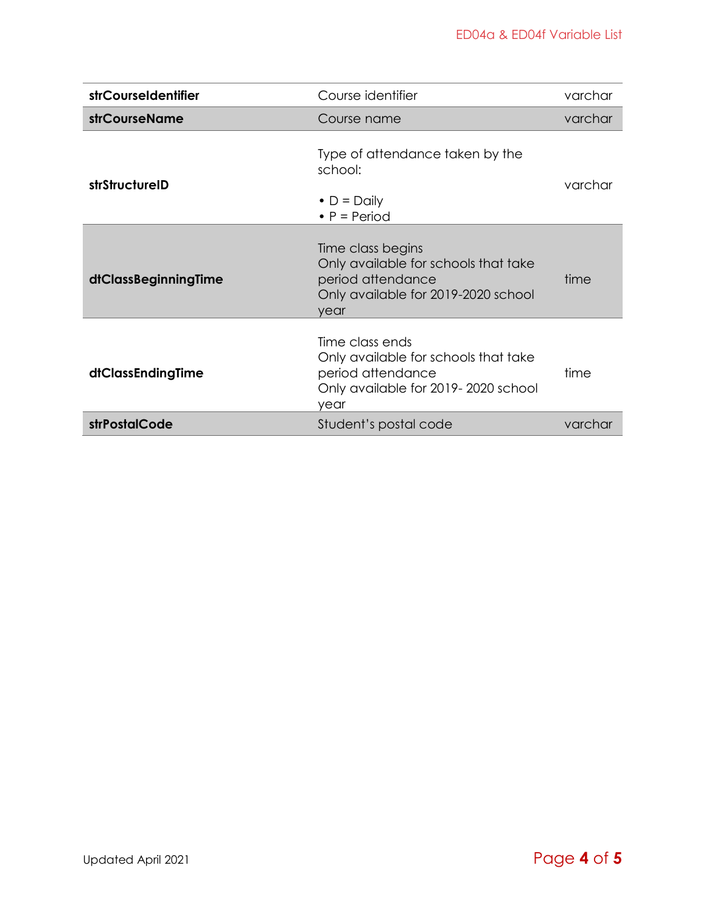| | | |
|---|---|---|
| **strCourseIdentifier** | Course identifier | varchar |
| **strCourseName** | Course name | varchar |
| **strStructureID** | Type of attendance taken by the school:<br><br>• D = Daily<br>• P = Period | varchar |
| **dtClassBeginningTime** | Time class begins<br>Only available for schools that take period attendance<br>Only available for 2019-2020 school year | time |
| **dtClassEndingTime** | Time class ends<br>Only available for schools that take period attendance<br>Only available for 2019- 2020 school year | time |
| **strPostalCode** | Student's postal code | varchar |

Updated April 2021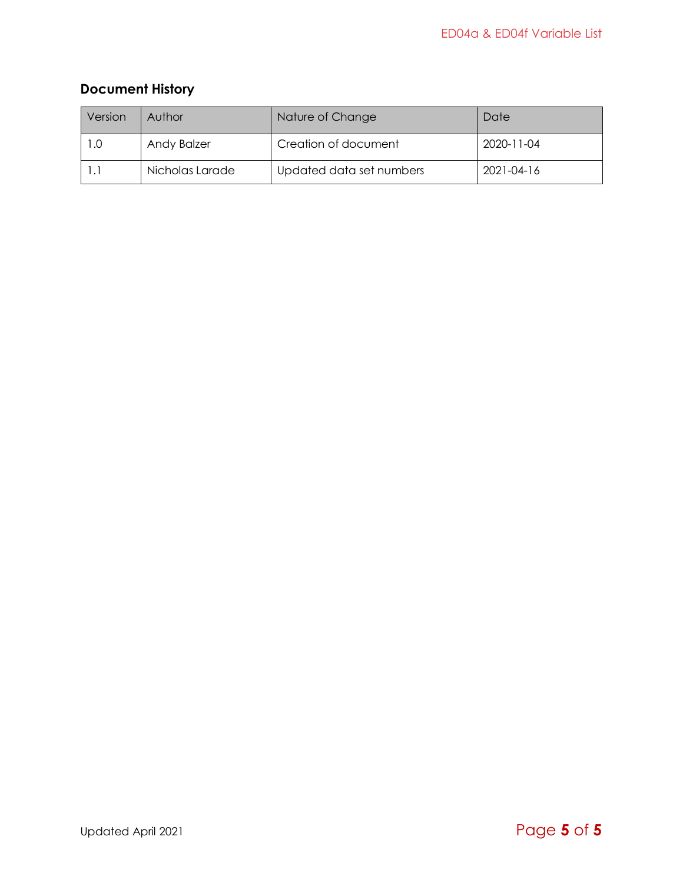## Document History

| Version | Author | Nature of Change | Date |
| --- | --- | --- | --- |
| 1.0 | Andy Balzer | Creation of document | 2020-11-04 |
| 1.1 | Nicholas Larade | Updated data set numbers | 2021-04-16 |